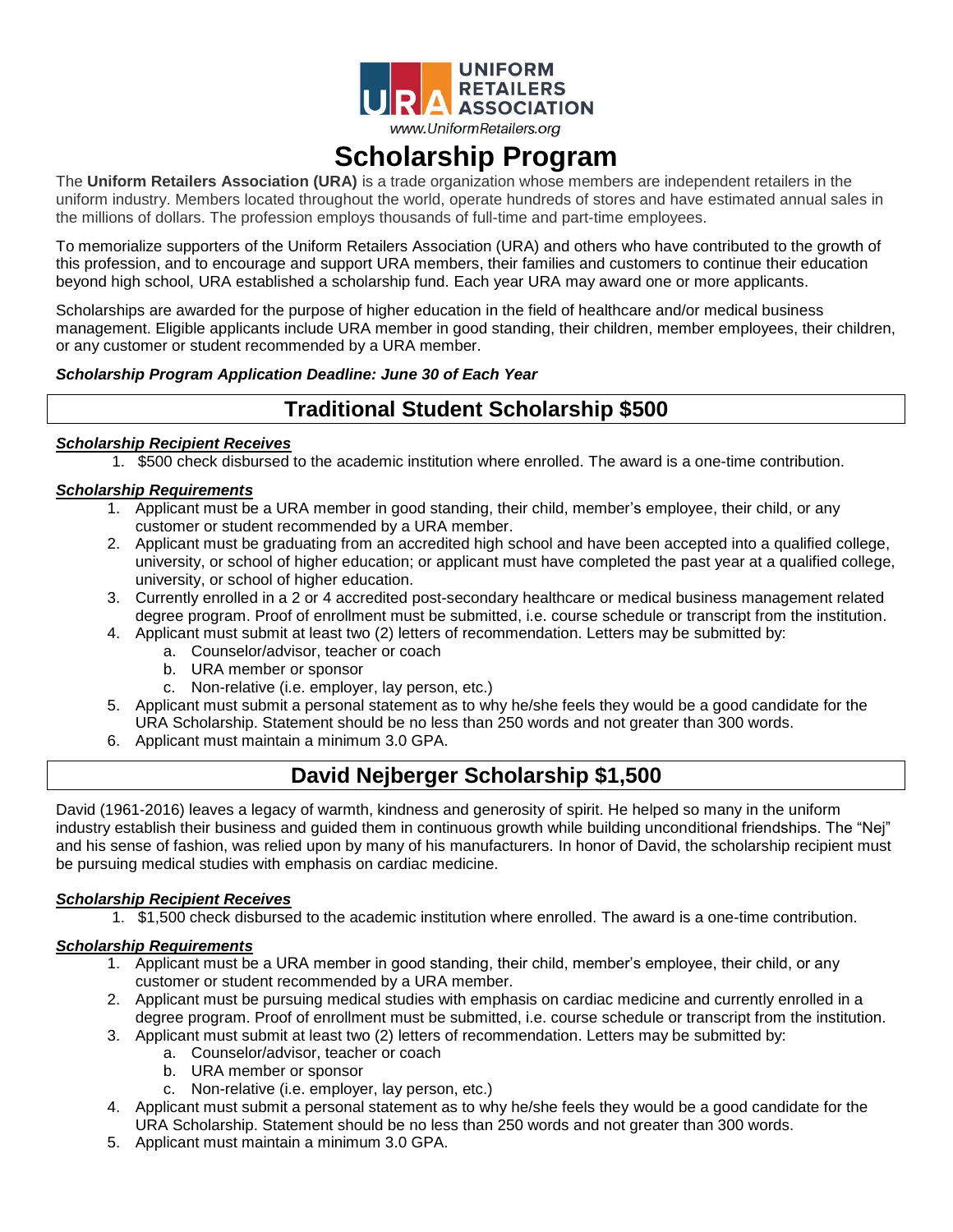**UNIFORM RETAILERS ASSOCIATION**

www.UniformRetailers.org

# Scholarship Program

The **Uniform Retailers Association (URA)** is a trade organization whose members are independent retailers in the uniform industry. Members located throughout the world, operate hundreds of stores and have estimated annual sales in the millions of dollars. The profession employs thousands of full-time and part-time employees.

To memorialize supporters of the Uniform Retailers Association (URA) and others who have contributed to the growth of this profession, and to encourage and support URA members, their families and customers to continue their education beyond high school, URA established a scholarship fund. Each year URA may award one or more applicants.

Scholarships are awarded for the purpose of higher education in the field of healthcare and/or medical business management. Eligible applicants include URA member in good standing, their children, member employees, their children, or any customer or student recommended by a URA member.

***Scholarship Program Application Deadline: June 30 of Each Year***

## Traditional Student Scholarship $500

***Scholarship Recipient Receives***

1. $500 check disbursed to the academic institution where enrolled. The award is a one-time contribution.

***Scholarship Requirements***

1. Applicant must be a URA member in good standing, their child, member's employee, their child, or any customer or student recommended by a URA member.
2. Applicant must be graduating from an accredited high school and have been accepted into a qualified college, university, or school of higher education; or applicant must have completed the past year at a qualified college, university, or school of higher education.
3. Currently enrolled in a 2 or 4 accredited post-secondary healthcare or medical business management related degree program. Proof of enrollment must be submitted, i.e. course schedule or transcript from the institution.
4. Applicant must submit at least two (2) letters of recommendation. Letters may be submitted by:
   a. Counselor/advisor, teacher or coach
   b. URA member or sponsor
   c. Non-relative (i.e. employer, lay person, etc.)
5. Applicant must submit a personal statement as to why he/she feels they would be a good candidate for the URA Scholarship. Statement should be no less than 250 words and not greater than 300 words.
6. Applicant must maintain a minimum 3.0 GPA.

## David Nejberger Scholarship $1,500

David (1961-2016) leaves a legacy of warmth, kindness and generosity of spirit. He helped so many in the uniform industry establish their business and guided them in continuous growth while building unconditional friendships. The "Nej" and his sense of fashion, was relied upon by many of his manufacturers. In honor of David, the scholarship recipient must be pursuing medical studies with emphasis on cardiac medicine.

***Scholarship Recipient Receives***

1. $1,500 check disbursed to the academic institution where enrolled. The award is a one-time contribution.

***Scholarship Requirements***

1. Applicant must be a URA member in good standing, their child, member's employee, their child, or any customer or student recommended by a URA member.
2. Applicant must be pursuing medical studies with emphasis on cardiac medicine and currently enrolled in a degree program. Proof of enrollment must be submitted, i.e. course schedule or transcript from the institution.
3. Applicant must submit at least two (2) letters of recommendation. Letters may be submitted by:
   a. Counselor/advisor, teacher or coach
   b. URA member or sponsor
   c. Non-relative (i.e. employer, lay person, etc.)
4. Applicant must submit a personal statement as to why he/she feels they would be a good candidate for the URA Scholarship. Statement should be no less than 250 words and not greater than 300 words.
5. Applicant must maintain a minimum 3.0 GPA.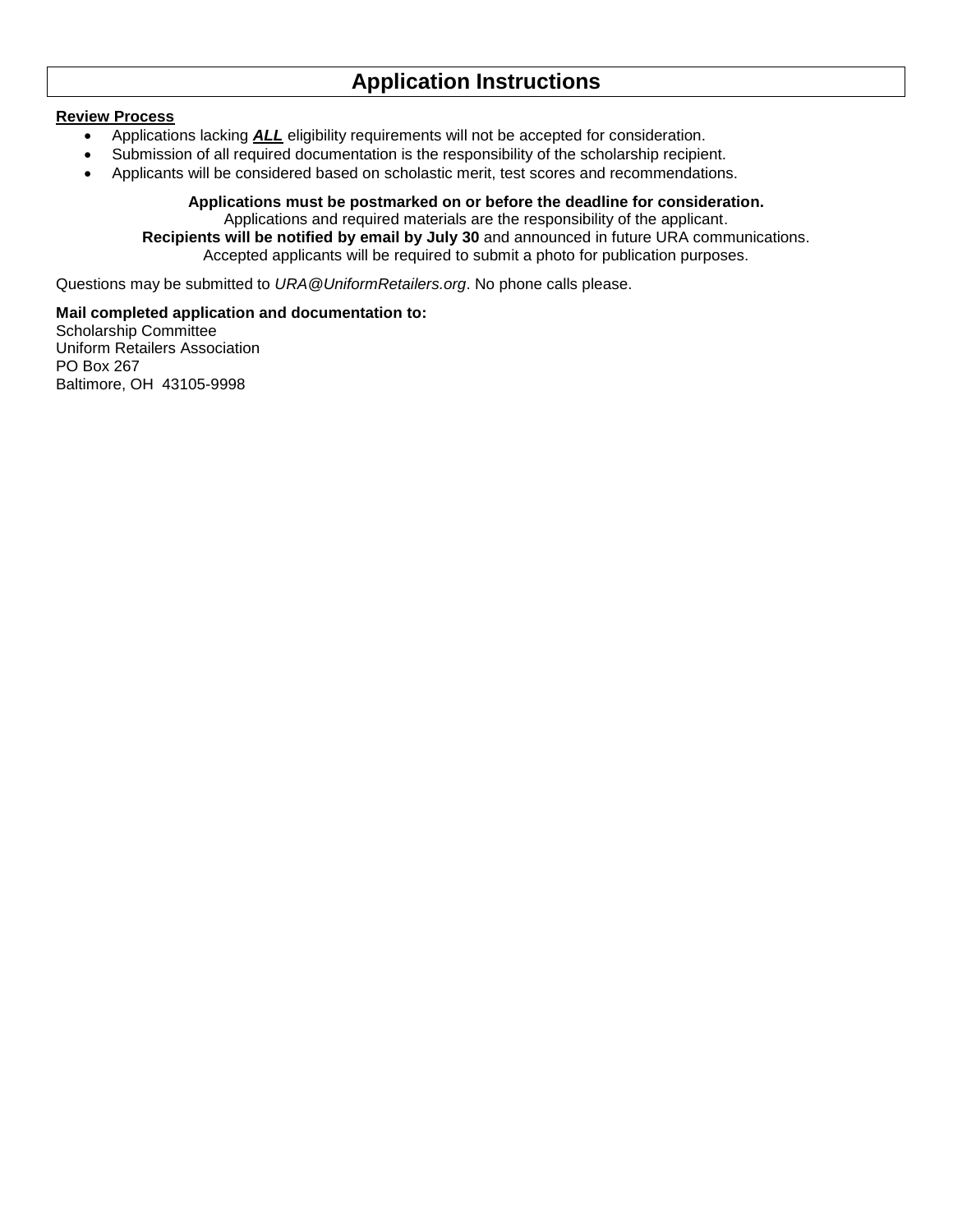# Application Instructions

**Review Process**

- Applications lacking ***ALL*** eligibility requirements will not be accepted for consideration.
- Submission of all required documentation is the responsibility of the scholarship recipient.
- Applicants will be considered based on scholastic merit, test scores and recommendations.

**Applications must be postmarked on or before the deadline for consideration.**
Applications and required materials are the responsibility of the applicant.
**Recipients will be notified by email by July 30** and announced in future URA communications.
Accepted applicants will be required to submit a photo for publication purposes.

Questions may be submitted to *URA@UniformRetailers.org*. No phone calls please.

**Mail completed application and documentation to:**
Scholarship Committee
Uniform Retailers Association
PO Box 267
Baltimore, OH 43105-9998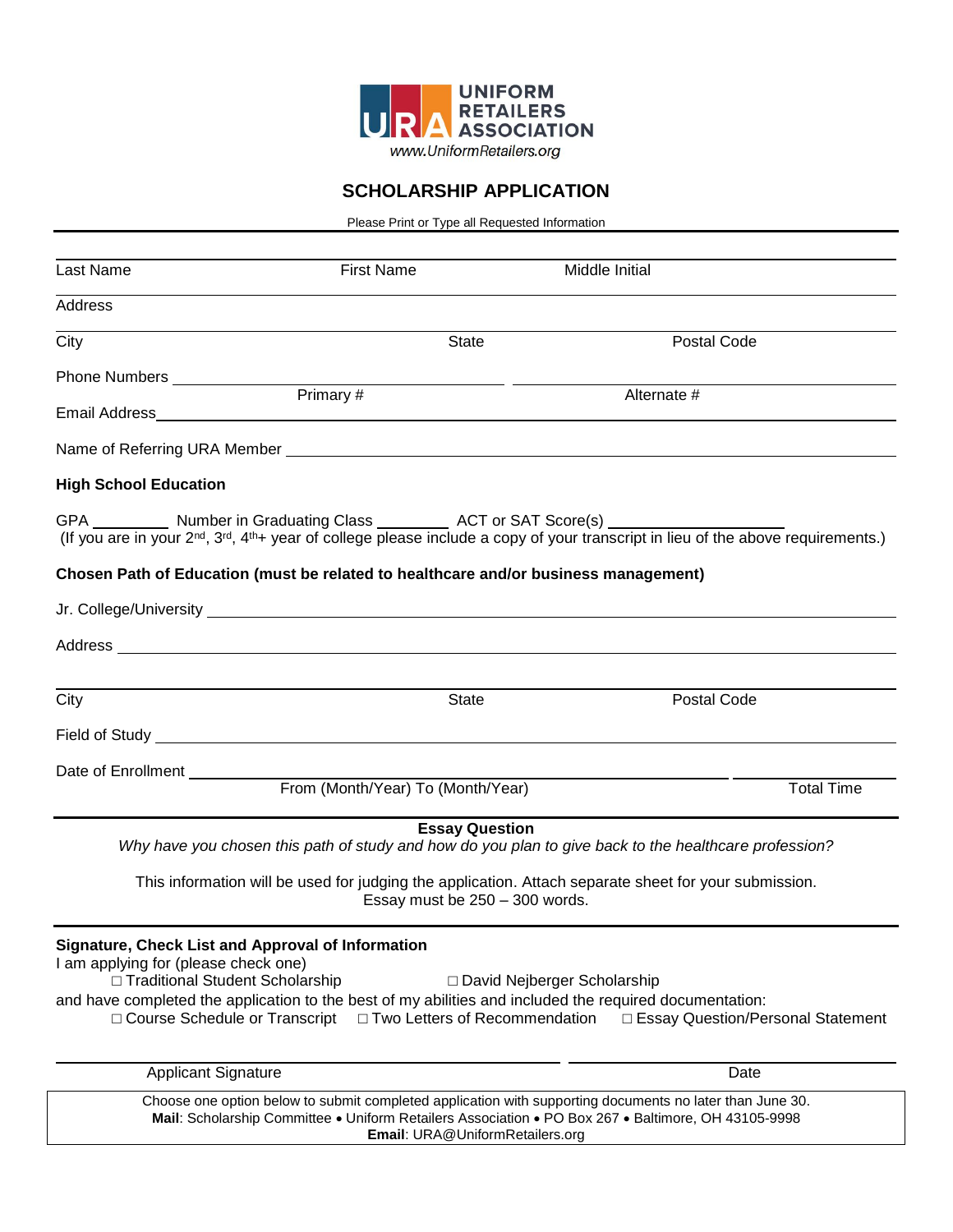UNIFORM RETAILERS ASSOCIATION
www.UniformRetailers.org

# SCHOLARSHIP APPLICATION

Please Print or Type all Requested Information

Last Name First Name Middle Initial

Address

City State Postal Code

Phone Numbers ______________________ ______________________
Primary # Alternate #

Email Address ______________________

Name of Referring URA Member ______________________

**High School Education**

GPA ________ Number in Graduating Class ________ ACT or SAT Score(s) ________________
(If you are in your 2nd, 3rd, 4th+ year of college please include a copy of your transcript in lieu of the above requirements.)

**Chosen Path of Education (must be related to healthcare and/or business management)**

Jr. College/University ______________________

Address ______________________

City State Postal Code

Field of Study ______________________

Date of Enrollment ______________________ ________
From (Month/Year) To (Month/Year) Total Time

**Essay Question**

*Why have you chosen this path of study and how do you plan to give back to the healthcare profession?*

This information will be used for judging the application. Attach separate sheet for your submission.
Essay must be 250 – 300 words.

**Signature, Check List and Approval of Information**

I am applying for (please check one)

☐ Traditional Student Scholarship ☐ David Nejberger Scholarship

and have completed the application to the best of my abilities and included the required documentation:

☐ Course Schedule or Transcript ☐ Two Letters of Recommendation ☐ Essay Question/Personal Statement

______________________ ________
Applicant Signature Date

Choose one option below to submit completed application with supporting documents no later than June 30.
**Mail**: Scholarship Committee • Uniform Retailers Association • PO Box 267 • Baltimore, OH 43105-9998
**Email**: URA@UniformRetailers.org